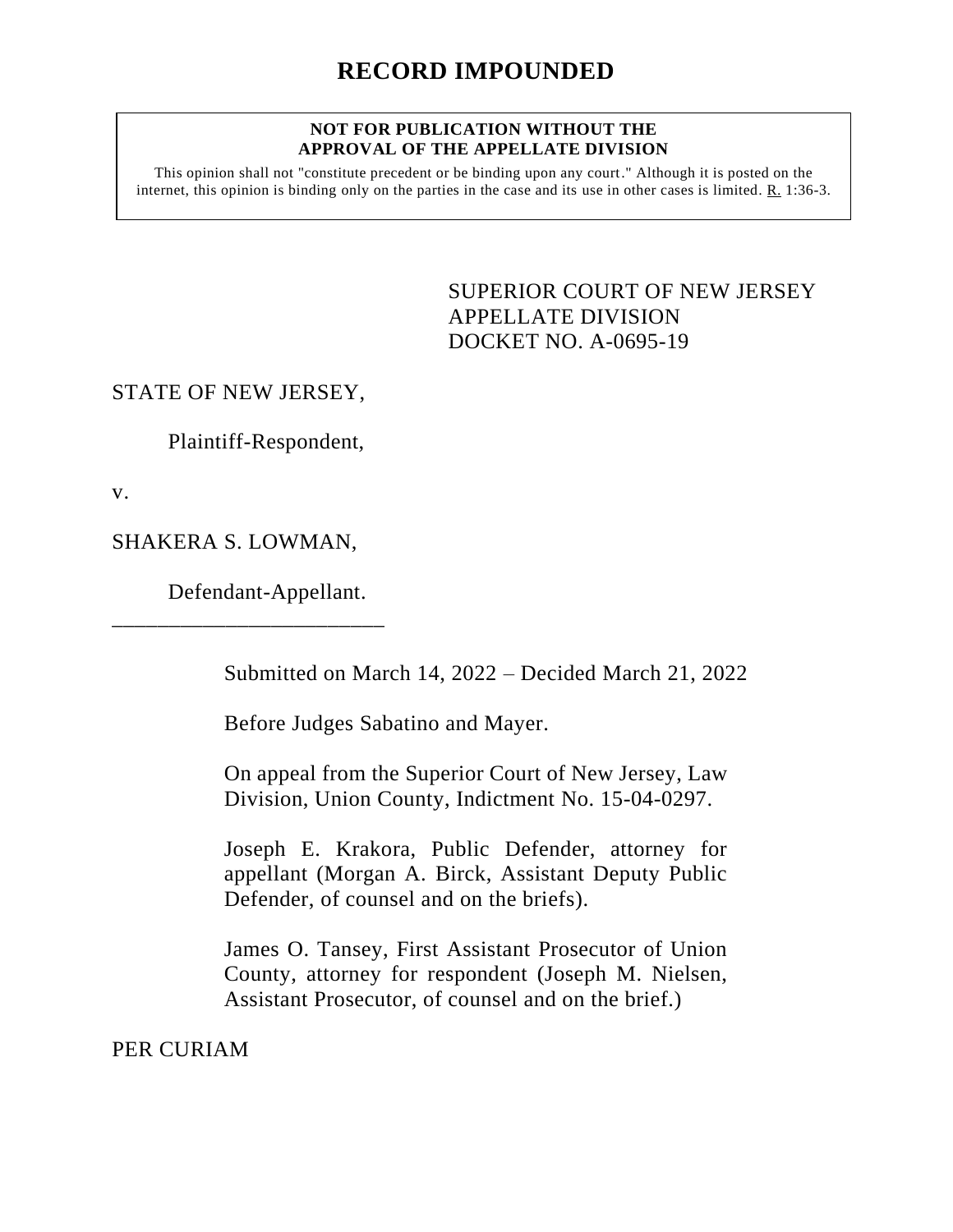# RECORD IMPOUNDED

**NOT FOR PUBLICATION WITHOUT THE APPROVAL OF THE APPELLATE DIVISION**

This opinion shall not "constitute precedent or be binding upon any court." Although it is posted on the internet, this opinion is binding only on the parties in the case and its use in other cases is limited. R. 1:36-3.

SUPERIOR COURT OF NEW JERSEY
APPELLATE DIVISION
DOCKET NO. A-0695-19

STATE OF NEW JERSEY,

Plaintiff-Respondent,

v.

SHAKERA S. LOWMAN,

Defendant-Appellant.

\_\_\_\_\_\_\_\_\_\_\_\_\_\_\_\_\_\_\_\_\_\_\_\_\_\_\_

Submitted on March 14, 2022 – Decided March 21, 2022

Before Judges Sabatino and Mayer.

On appeal from the Superior Court of New Jersey, Law Division, Union County, Indictment No. 15-04-0297.

Joseph E. Krakora, Public Defender, attorney for appellant (Morgan A. Birck, Assistant Deputy Public Defender, of counsel and on the briefs).

James O. Tansey, First Assistant Prosecutor of Union County, attorney for respondent (Joseph M. Nielsen, Assistant Prosecutor, of counsel and on the brief.)

PER CURIAM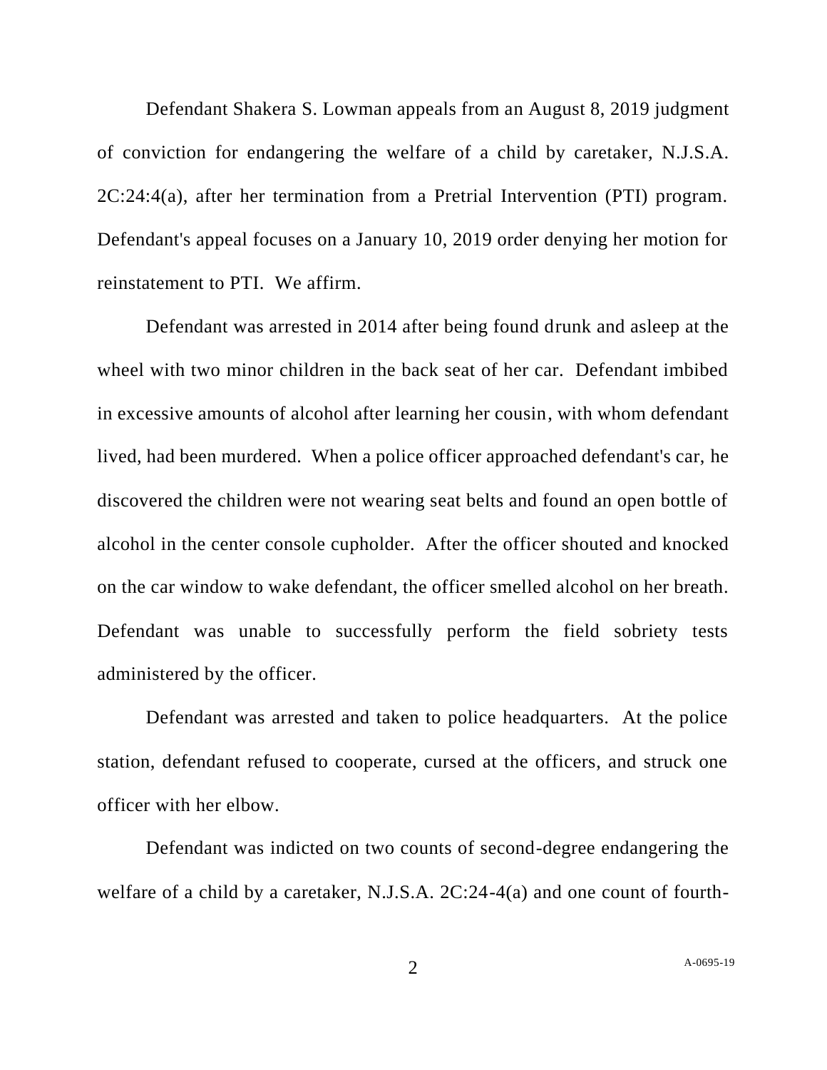Defendant Shakera S. Lowman appeals from an August 8, 2019 judgment of conviction for endangering the welfare of a child by caretaker, N.J.S.A. 2C:24:4(a), after her termination from a Pretrial Intervention (PTI) program. Defendant's appeal focuses on a January 10, 2019 order denying her motion for reinstatement to PTI. We affirm.

Defendant was arrested in 2014 after being found drunk and asleep at the wheel with two minor children in the back seat of her car. Defendant imbibed in excessive amounts of alcohol after learning her cousin, with whom defendant lived, had been murdered. When a police officer approached defendant's car, he discovered the children were not wearing seat belts and found an open bottle of alcohol in the center console cupholder. After the officer shouted and knocked on the car window to wake defendant, the officer smelled alcohol on her breath. Defendant was unable to successfully perform the field sobriety tests administered by the officer.

Defendant was arrested and taken to police headquarters. At the police station, defendant refused to cooperate, cursed at the officers, and struck one officer with her elbow.

Defendant was indicted on two counts of second-degree endangering the welfare of a child by a caretaker, N.J.S.A. 2C:24-4(a) and one count of fourth-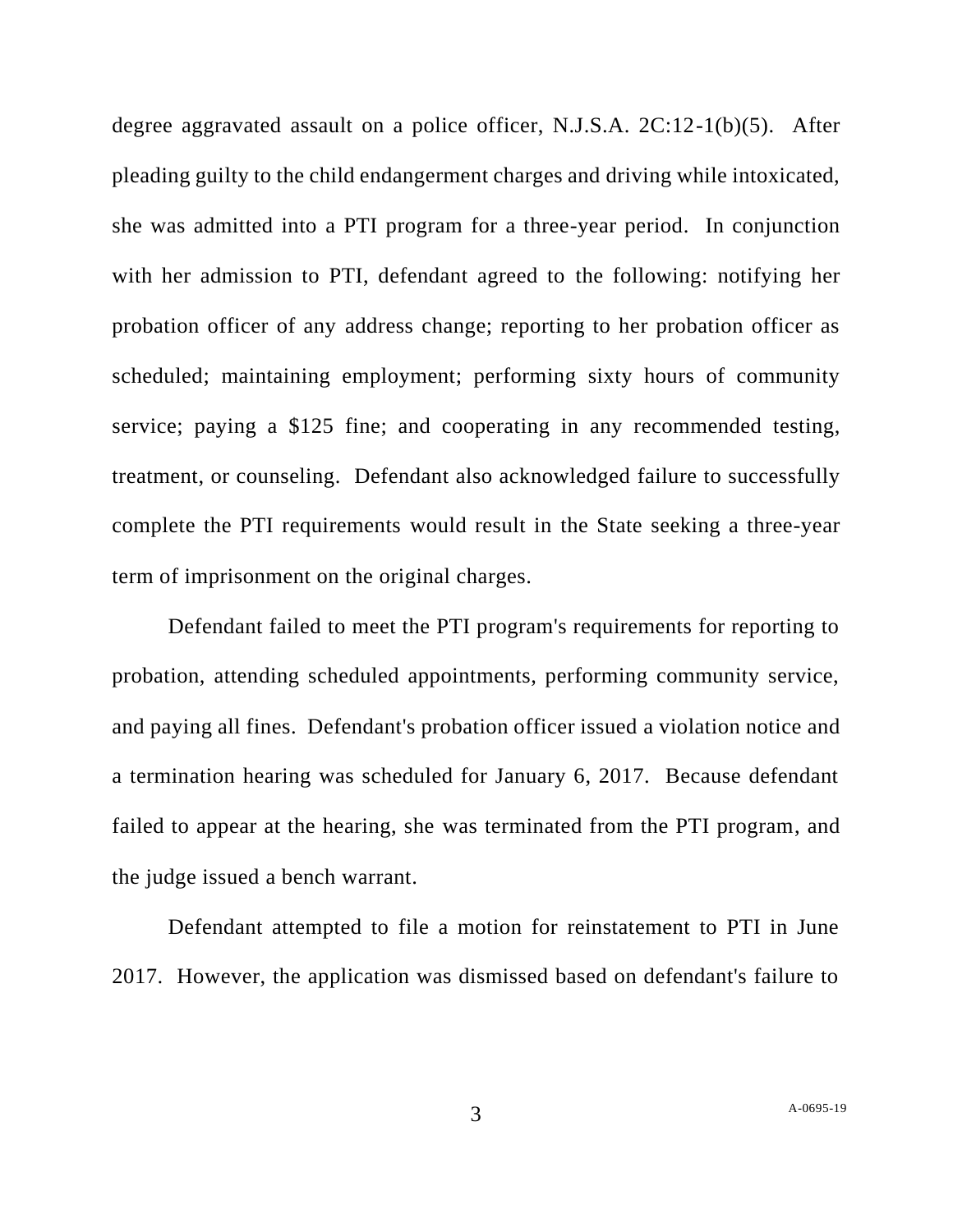degree aggravated assault on a police officer, N.J.S.A. 2C:12-1(b)(5). After pleading guilty to the child endangerment charges and driving while intoxicated, she was admitted into a PTI program for a three-year period. In conjunction with her admission to PTI, defendant agreed to the following: notifying her probation officer of any address change; reporting to her probation officer as scheduled; maintaining employment; performing sixty hours of community service; paying a $125 fine; and cooperating in any recommended testing, treatment, or counseling. Defendant also acknowledged failure to successfully complete the PTI requirements would result in the State seeking a three-year term of imprisonment on the original charges.

Defendant failed to meet the PTI program's requirements for reporting to probation, attending scheduled appointments, performing community service, and paying all fines. Defendant's probation officer issued a violation notice and a termination hearing was scheduled for January 6, 2017. Because defendant failed to appear at the hearing, she was terminated from the PTI program, and the judge issued a bench warrant.

Defendant attempted to file a motion for reinstatement to PTI in June 2017. However, the application was dismissed based on defendant's failure to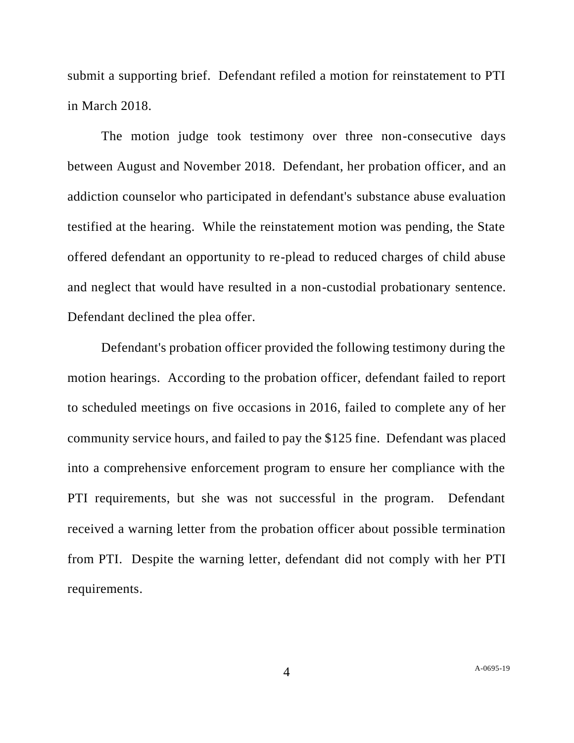submit a supporting brief. Defendant refiled a motion for reinstatement to PTI in March 2018.

The motion judge took testimony over three non-consecutive days between August and November 2018. Defendant, her probation officer, and an addiction counselor who participated in defendant's substance abuse evaluation testified at the hearing. While the reinstatement motion was pending, the State offered defendant an opportunity to re-plead to reduced charges of child abuse and neglect that would have resulted in a non-custodial probationary sentence. Defendant declined the plea offer.

Defendant's probation officer provided the following testimony during the motion hearings. According to the probation officer, defendant failed to report to scheduled meetings on five occasions in 2016, failed to complete any of her community service hours, and failed to pay the $125 fine. Defendant was placed into a comprehensive enforcement program to ensure her compliance with the PTI requirements, but she was not successful in the program. Defendant received a warning letter from the probation officer about possible termination from PTI. Despite the warning letter, defendant did not comply with her PTI requirements.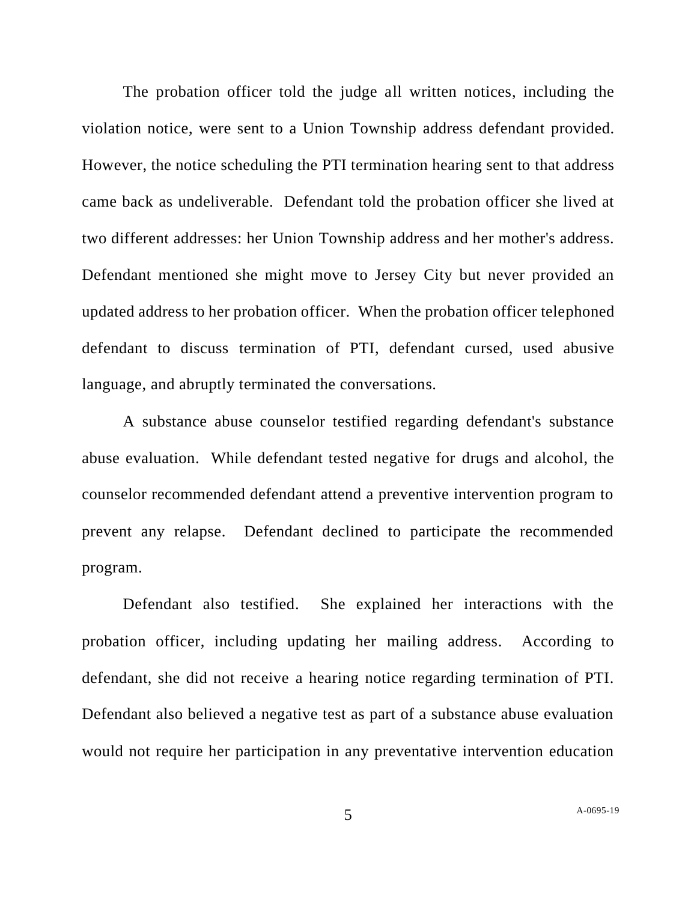The probation officer told the judge all written notices, including the violation notice, were sent to a Union Township address defendant provided. However, the notice scheduling the PTI termination hearing sent to that address came back as undeliverable. Defendant told the probation officer she lived at two different addresses: her Union Township address and her mother's address. Defendant mentioned she might move to Jersey City but never provided an updated address to her probation officer. When the probation officer telephoned defendant to discuss termination of PTI, defendant cursed, used abusive language, and abruptly terminated the conversations.

A substance abuse counselor testified regarding defendant's substance abuse evaluation. While defendant tested negative for drugs and alcohol, the counselor recommended defendant attend a preventive intervention program to prevent any relapse. Defendant declined to participate the recommended program.

Defendant also testified. She explained her interactions with the probation officer, including updating her mailing address. According to defendant, she did not receive a hearing notice regarding termination of PTI. Defendant also believed a negative test as part of a substance abuse evaluation would not require her participation in any preventative intervention education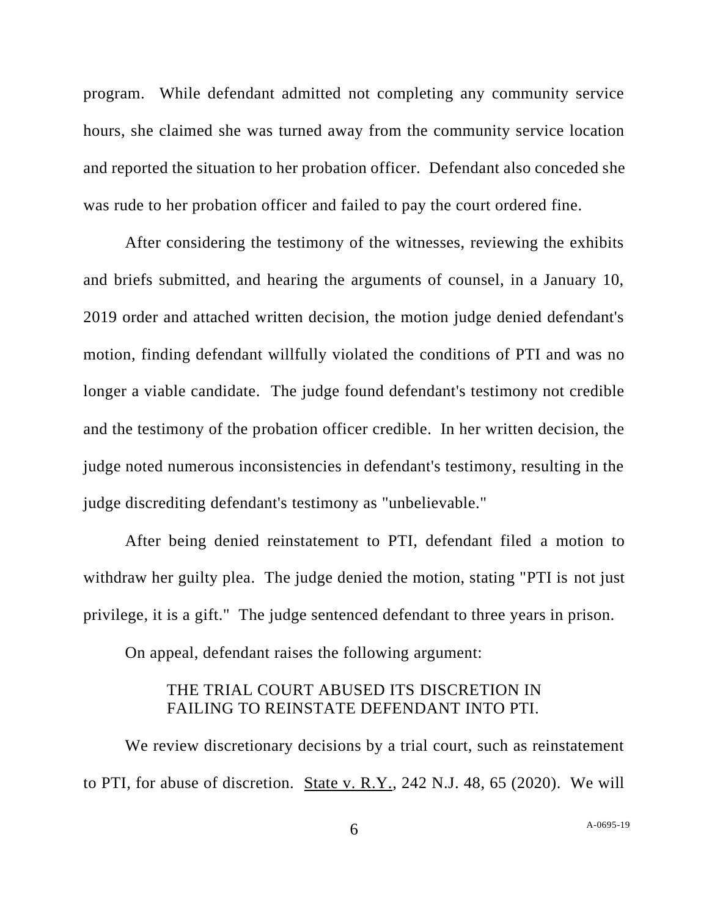program. While defendant admitted not completing any community service hours, she claimed she was turned away from the community service location and reported the situation to her probation officer. Defendant also conceded she was rude to her probation officer and failed to pay the court ordered fine.

After considering the testimony of the witnesses, reviewing the exhibits and briefs submitted, and hearing the arguments of counsel, in a January 10, 2019 order and attached written decision, the motion judge denied defendant's motion, finding defendant willfully violated the conditions of PTI and was no longer a viable candidate. The judge found defendant's testimony not credible and the testimony of the probation officer credible. In her written decision, the judge noted numerous inconsistencies in defendant's testimony, resulting in the judge discrediting defendant's testimony as "unbelievable."

After being denied reinstatement to PTI, defendant filed a motion to withdraw her guilty plea. The judge denied the motion, stating "PTI is not just privilege, it is a gift." The judge sentenced defendant to three years in prison.

On appeal, defendant raises the following argument:

> THE TRIAL COURT ABUSED ITS DISCRETION IN FAILING TO REINSTATE DEFENDANT INTO PTI.

We review discretionary decisions by a trial court, such as reinstatement to PTI, for abuse of discretion. State v. R.Y., 242 N.J. 48, 65 (2020). We will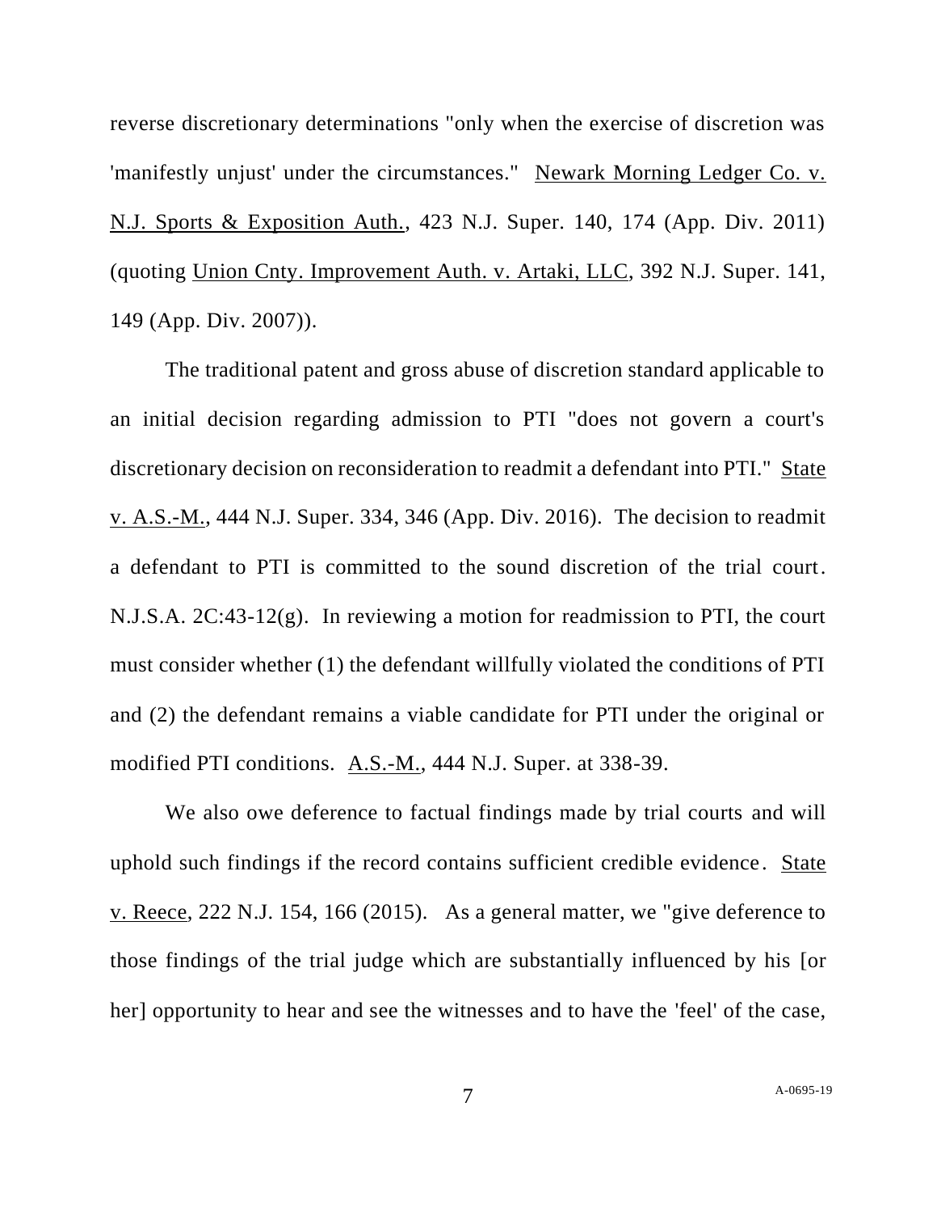reverse discretionary determinations "only when the exercise of discretion was 'manifestly unjust' under the circumstances." Newark Morning Ledger Co. v. N.J. Sports & Exposition Auth., 423 N.J. Super. 140, 174 (App. Div. 2011) (quoting Union Cnty. Improvement Auth. v. Artaki, LLC, 392 N.J. Super. 141, 149 (App. Div. 2007)).

The traditional patent and gross abuse of discretion standard applicable to an initial decision regarding admission to PTI "does not govern a court's discretionary decision on reconsideration to readmit a defendant into PTI." State v. A.S.-M., 444 N.J. Super. 334, 346 (App. Div. 2016). The decision to readmit a defendant to PTI is committed to the sound discretion of the trial court. N.J.S.A. 2C:43-12(g). In reviewing a motion for readmission to PTI, the court must consider whether (1) the defendant willfully violated the conditions of PTI and (2) the defendant remains a viable candidate for PTI under the original or modified PTI conditions. A.S.-M., 444 N.J. Super. at 338-39.

We also owe deference to factual findings made by trial courts and will uphold such findings if the record contains sufficient credible evidence. State v. Reece, 222 N.J. 154, 166 (2015). As a general matter, we "give deference to those findings of the trial judge which are substantially influenced by his [or her] opportunity to hear and see the witnesses and to have the 'feel' of the case,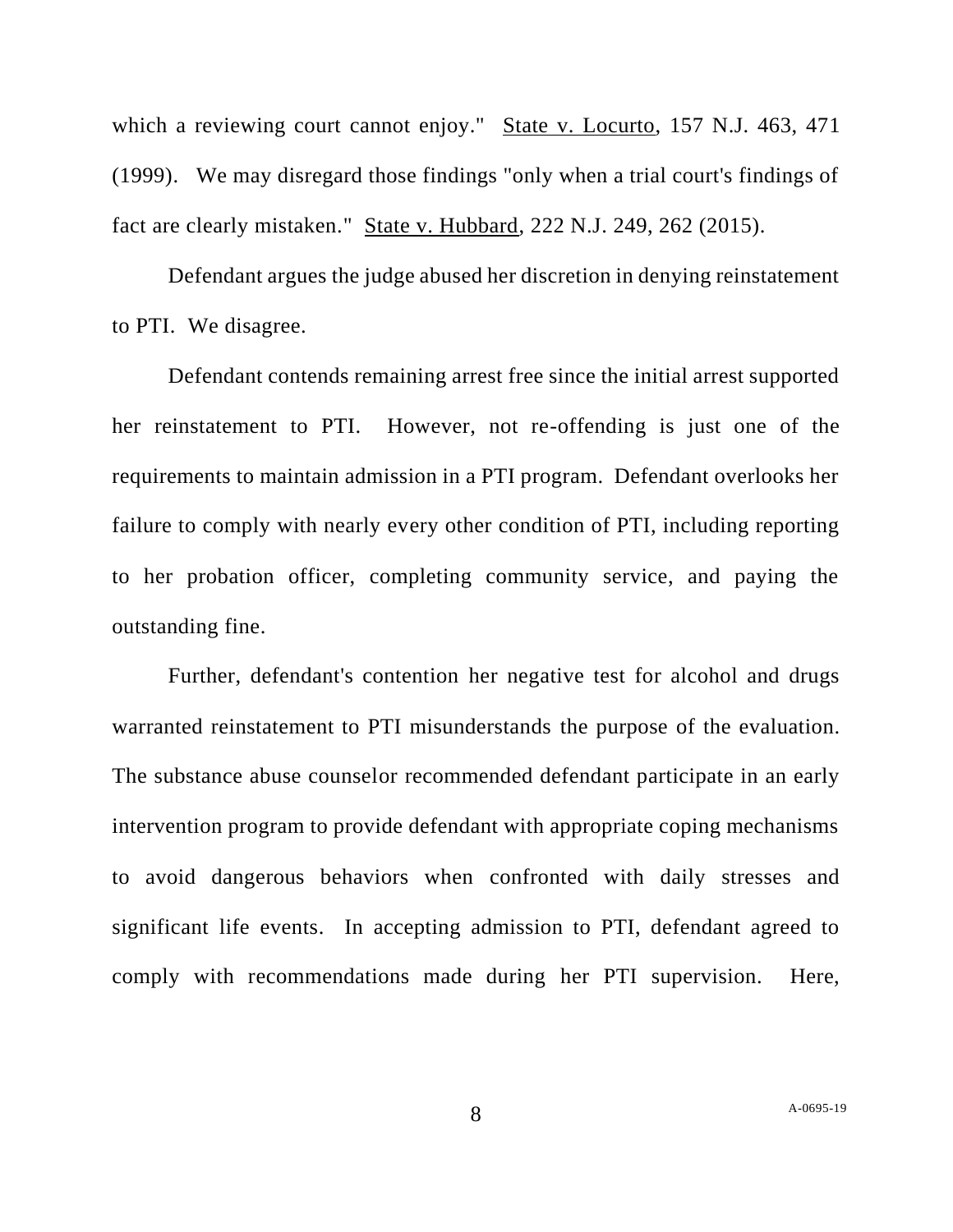which a reviewing court cannot enjoy." State v. Locurto, 157 N.J. 463, 471 (1999). We may disregard those findings "only when a trial court's findings of fact are clearly mistaken." State v. Hubbard, 222 N.J. 249, 262 (2015).

Defendant argues the judge abused her discretion in denying reinstatement to PTI. We disagree.

Defendant contends remaining arrest free since the initial arrest supported her reinstatement to PTI. However, not re-offending is just one of the requirements to maintain admission in a PTI program. Defendant overlooks her failure to comply with nearly every other condition of PTI, including reporting to her probation officer, completing community service, and paying the outstanding fine.

Further, defendant's contention her negative test for alcohol and drugs warranted reinstatement to PTI misunderstands the purpose of the evaluation. The substance abuse counselor recommended defendant participate in an early intervention program to provide defendant with appropriate coping mechanisms to avoid dangerous behaviors when confronted with daily stresses and significant life events. In accepting admission to PTI, defendant agreed to comply with recommendations made during her PTI supervision. Here,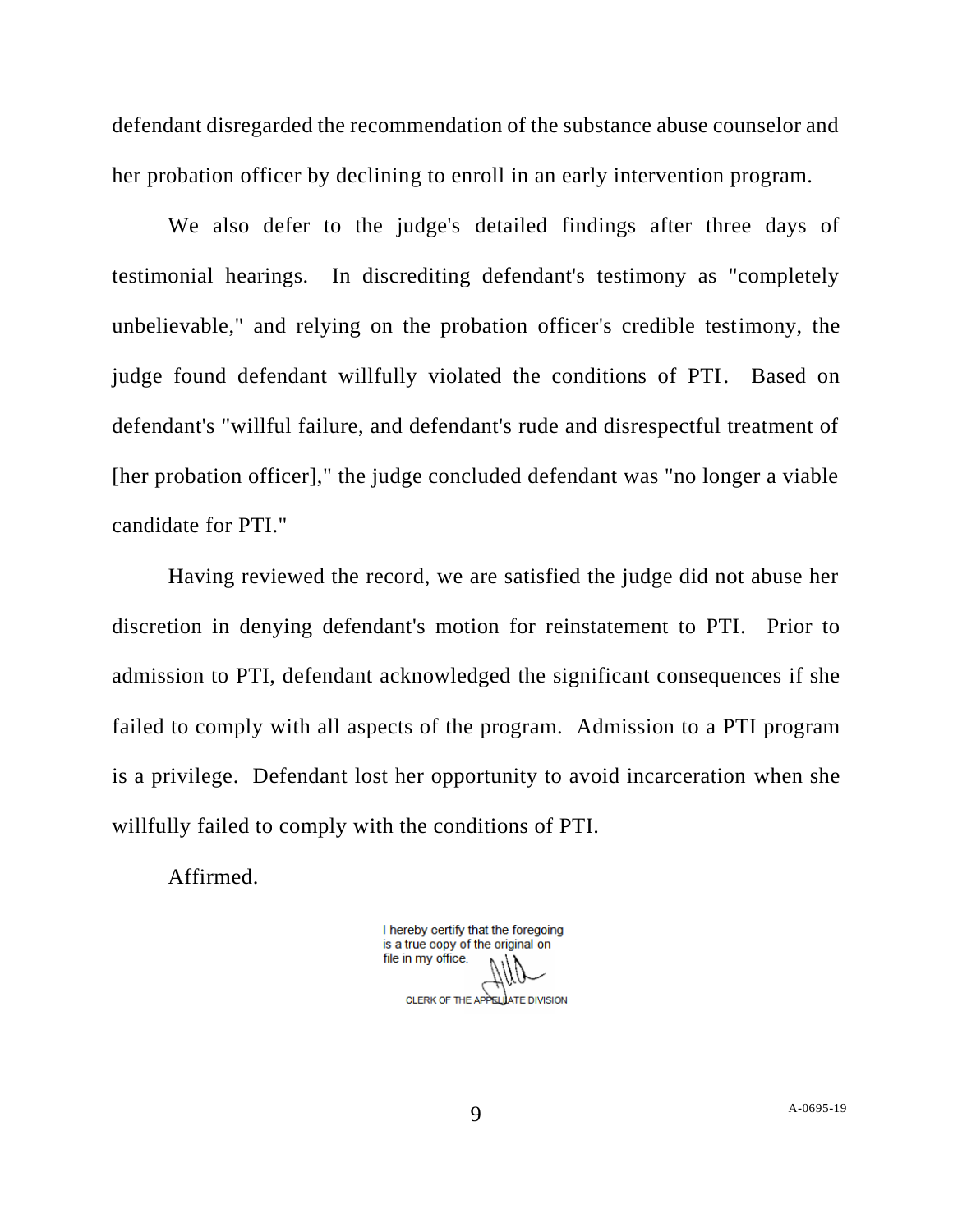defendant disregarded the recommendation of the substance abuse counselor and her probation officer by declining to enroll in an early intervention program.

We also defer to the judge's detailed findings after three days of testimonial hearings. In discrediting defendant's testimony as "completely unbelievable," and relying on the probation officer's credible testimony, the judge found defendant willfully violated the conditions of PTI. Based on defendant's "willful failure, and defendant's rude and disrespectful treatment of [her probation officer]," the judge concluded defendant was "no longer a viable candidate for PTI."

Having reviewed the record, we are satisfied the judge did not abuse her discretion in denying defendant's motion for reinstatement to PTI. Prior to admission to PTI, defendant acknowledged the significant consequences if she failed to comply with all aspects of the program. Admission to a PTI program is a privilege. Defendant lost her opportunity to avoid incarceration when she willfully failed to comply with the conditions of PTI.

Affirmed.

I hereby certify that the foregoing is a true copy of the original on file in my office.

CLERK OF THE APPELLATE DIVISION